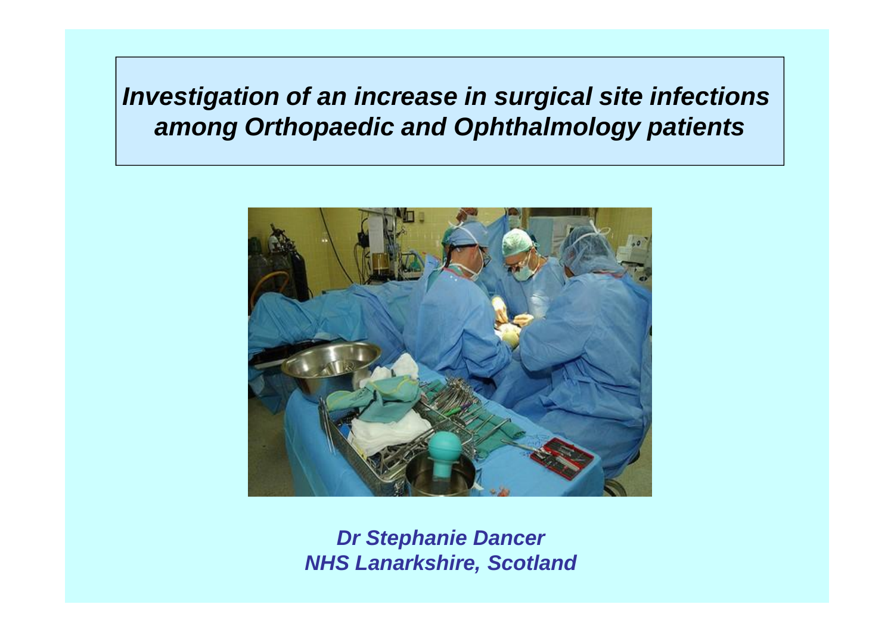# *Investigation of an increase in surgical site infections among Orthopaedic and Ophthalmology patients*

***Dr Stephanie Dancer***
***NHS Lanarkshire, Scotland***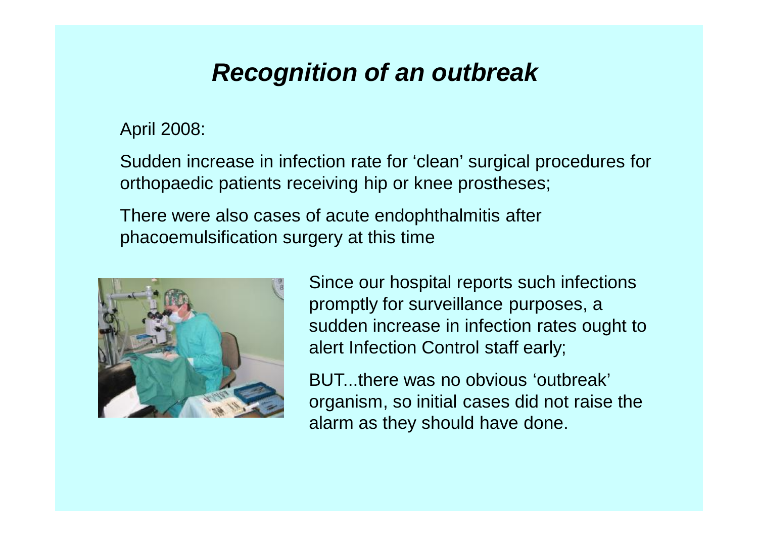# *Recognition of an outbreak*

April 2008:

Sudden increase in infection rate for 'clean' surgical procedures for orthopaedic patients receiving hip or knee prostheses;

There were also cases of acute endophthalmitis after phacoemulsification surgery at this time

Since our hospital reports such infections promptly for surveillance purposes, a sudden increase in infection rates ought to alert Infection Control staff early;

BUT...there was no obvious 'outbreak' organism, so initial cases did not raise the alarm as they should have done.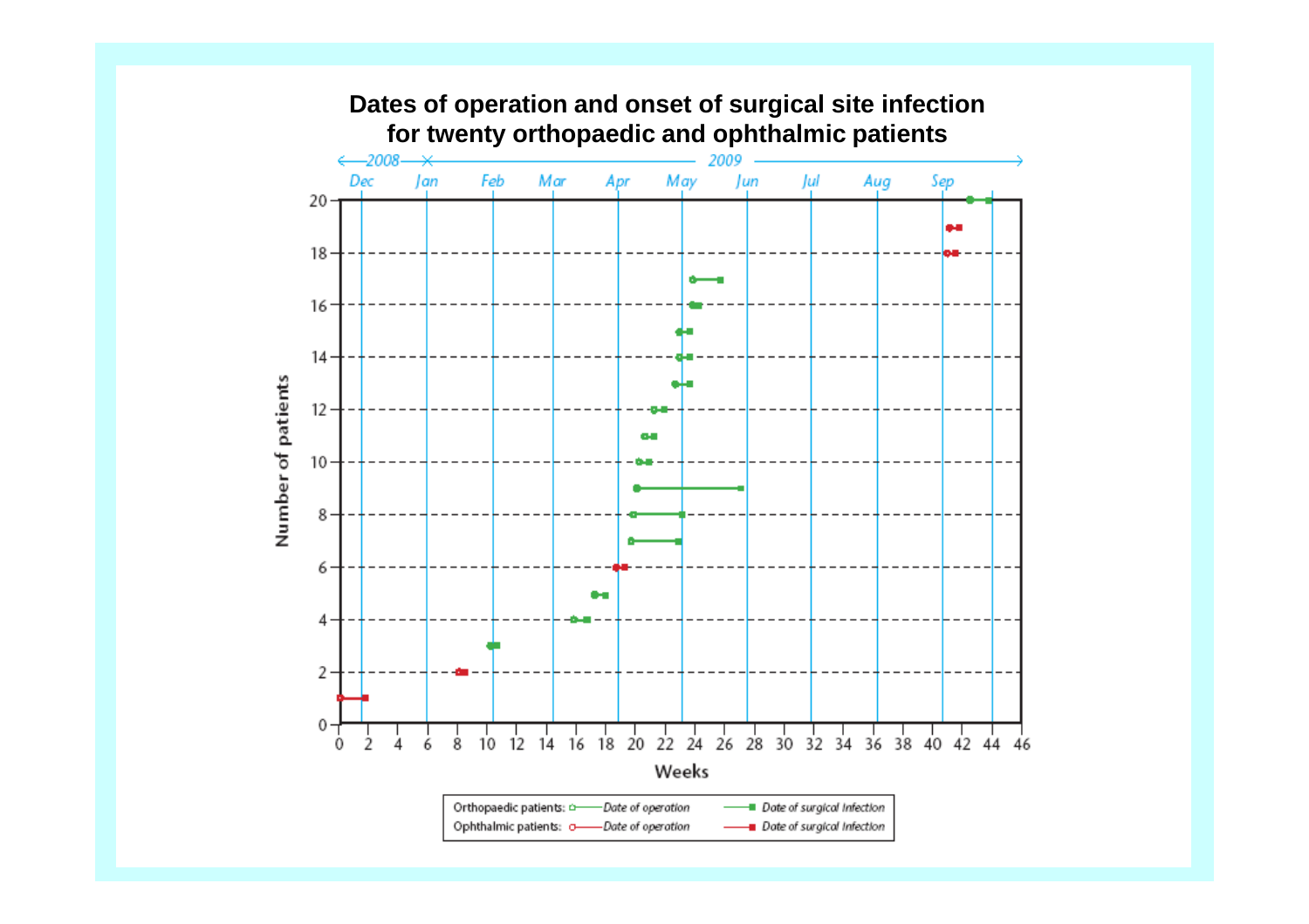## Dates of operation and onset of surgical site infection for twenty orthopaedic and ophthalmic patients

Orthopaedic patients: Date of operation — Date of surgical Infection

Ophthalmic patients: Date of operation — Date of surgical Infection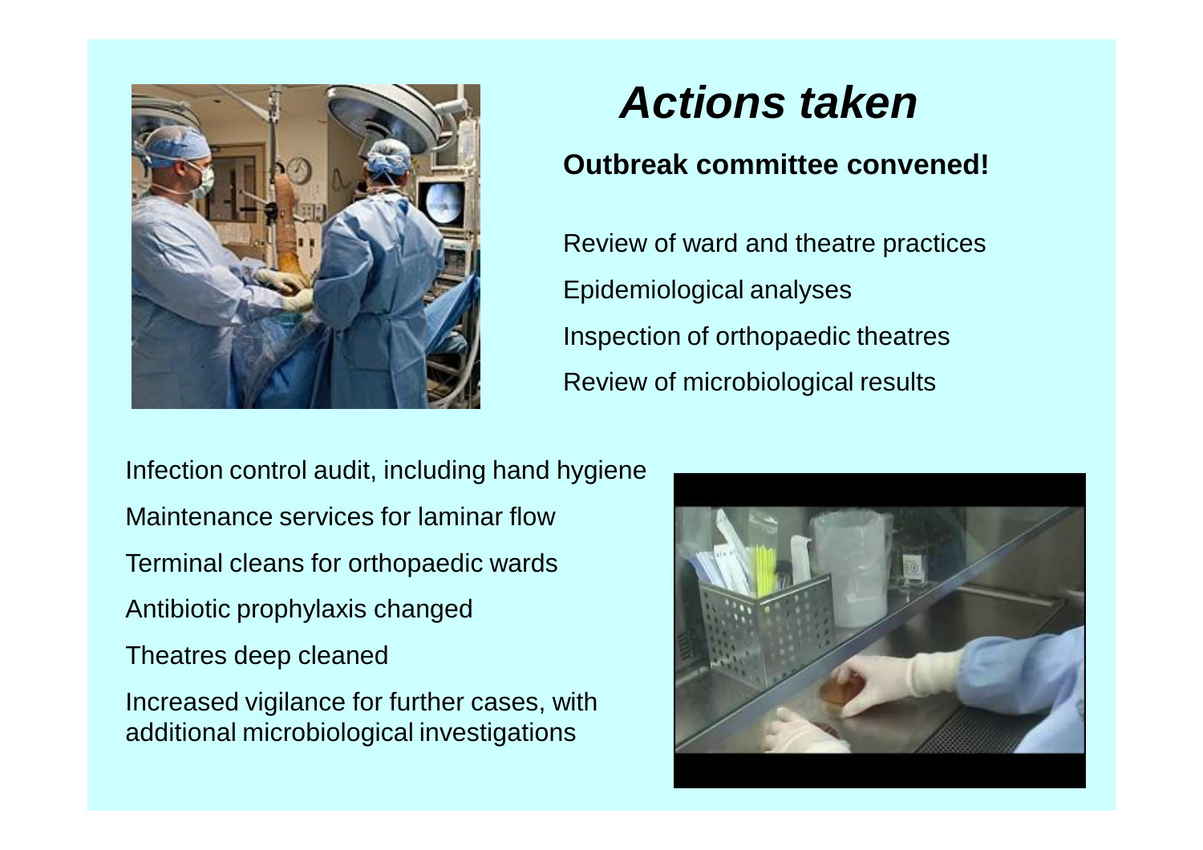# *Actions taken*

**Outbreak committee convened!**

Review of ward and theatre practices

Epidemiological analyses

Inspection of orthopaedic theatres

Review of microbiological results

Infection control audit, including hand hygiene

Maintenance services for laminar flow

Terminal cleans for orthopaedic wards

Antibiotic prophylaxis changed

Theatres deep cleaned

Increased vigilance for further cases, with additional microbiological investigations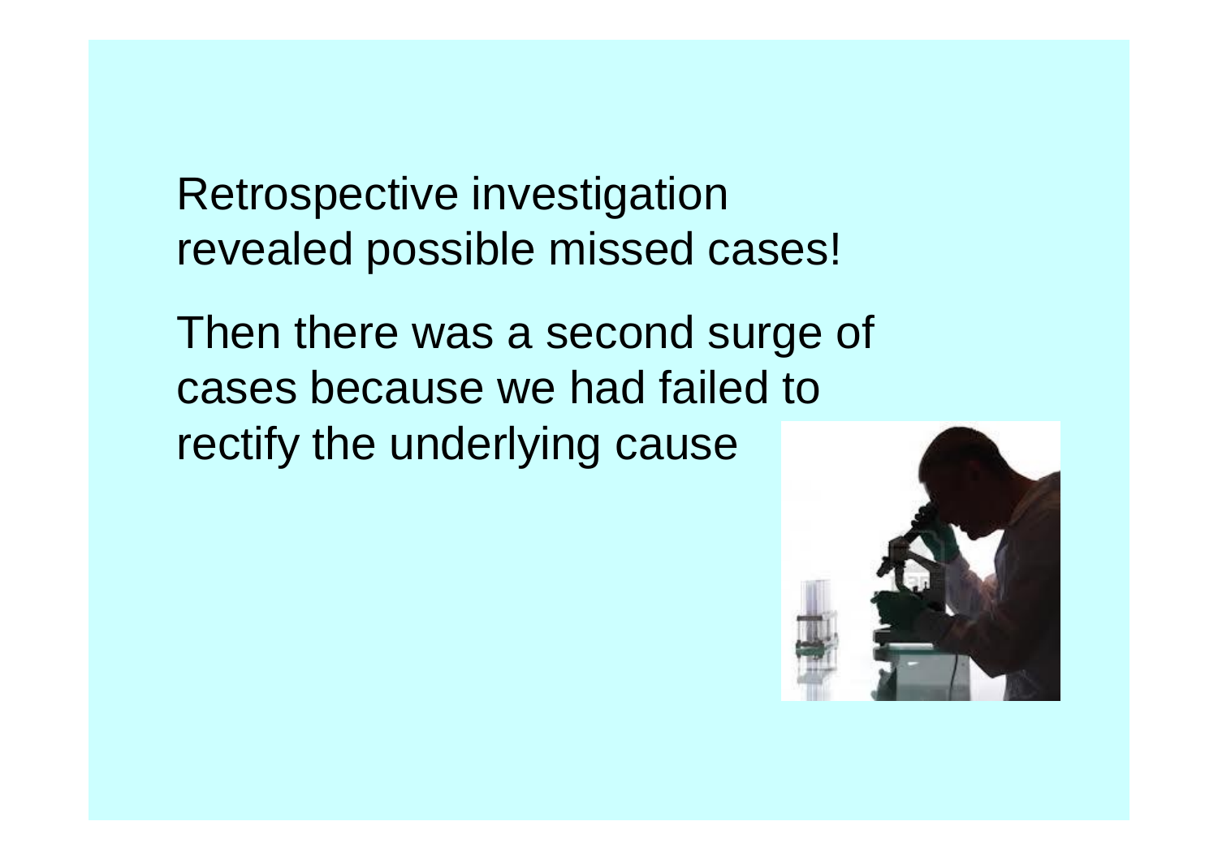Retrospective investigation revealed possible missed cases!

Then there was a second surge of cases because we had failed to rectify the underlying cause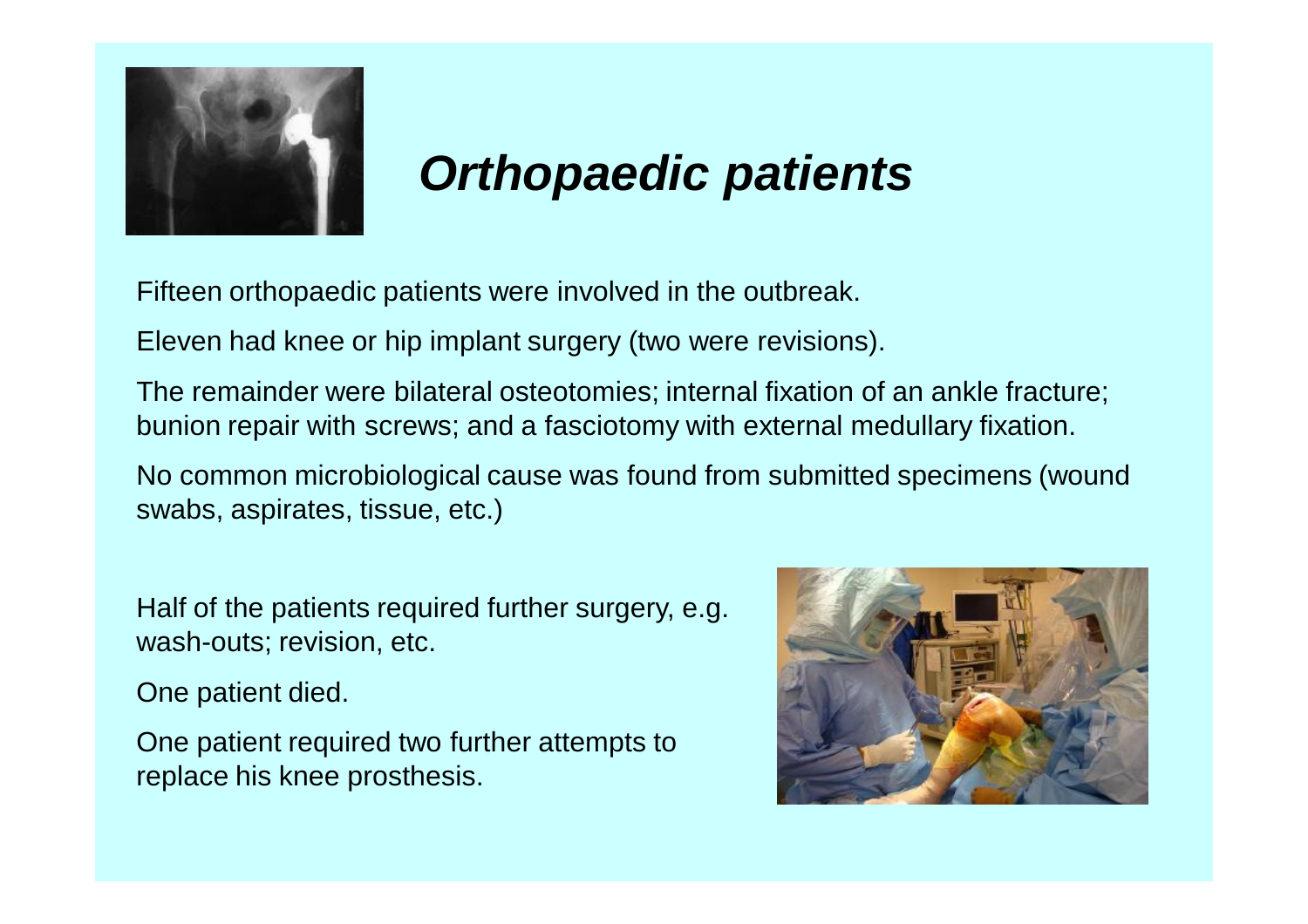# *Orthopaedic patients*

Fifteen orthopaedic patients were involved in the outbreak.

Eleven had knee or hip implant surgery (two were revisions).

The remainder were bilateral osteotomies; internal fixation of an ankle fracture; bunion repair with screws; and a fasciotomy with external medullary fixation.

No common microbiological cause was found from submitted specimens (wound swabs, aspirates, tissue, etc.)

Half of the patients required further surgery, e.g. wash-outs; revision, etc.

One patient died.

One patient required two further attempts to replace his knee prosthesis.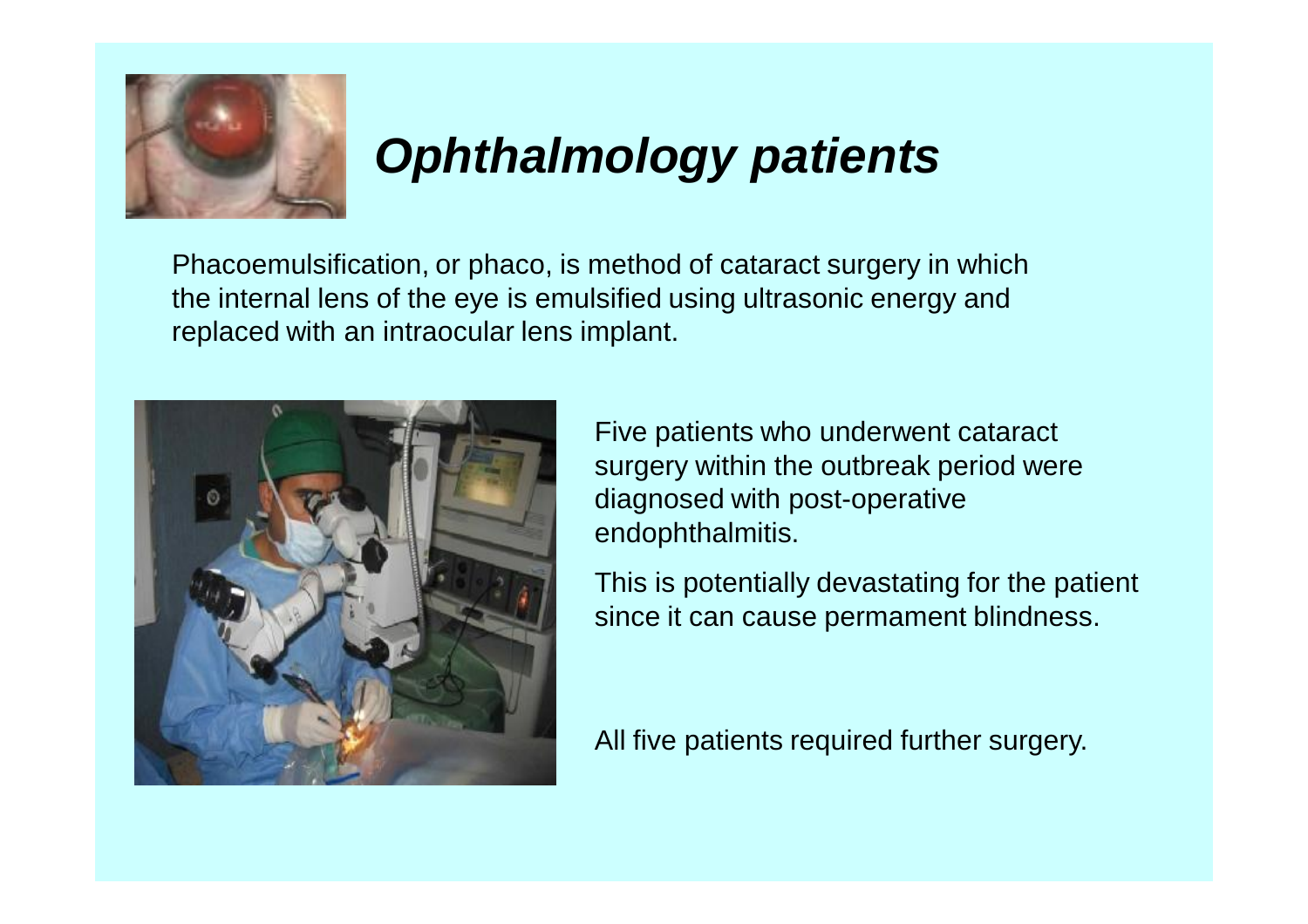# ***Ophthalmology patients***

Phacoemulsification, or phaco, is method of cataract surgery in which the internal lens of the eye is emulsified using ultrasonic energy and replaced with an intraocular lens implant.

Five patients who underwent cataract surgery within the outbreak period were diagnosed with post-operative endophthalmitis.

This is potentially devastating for the patient since it can cause permament blindness.

All five patients required further surgery.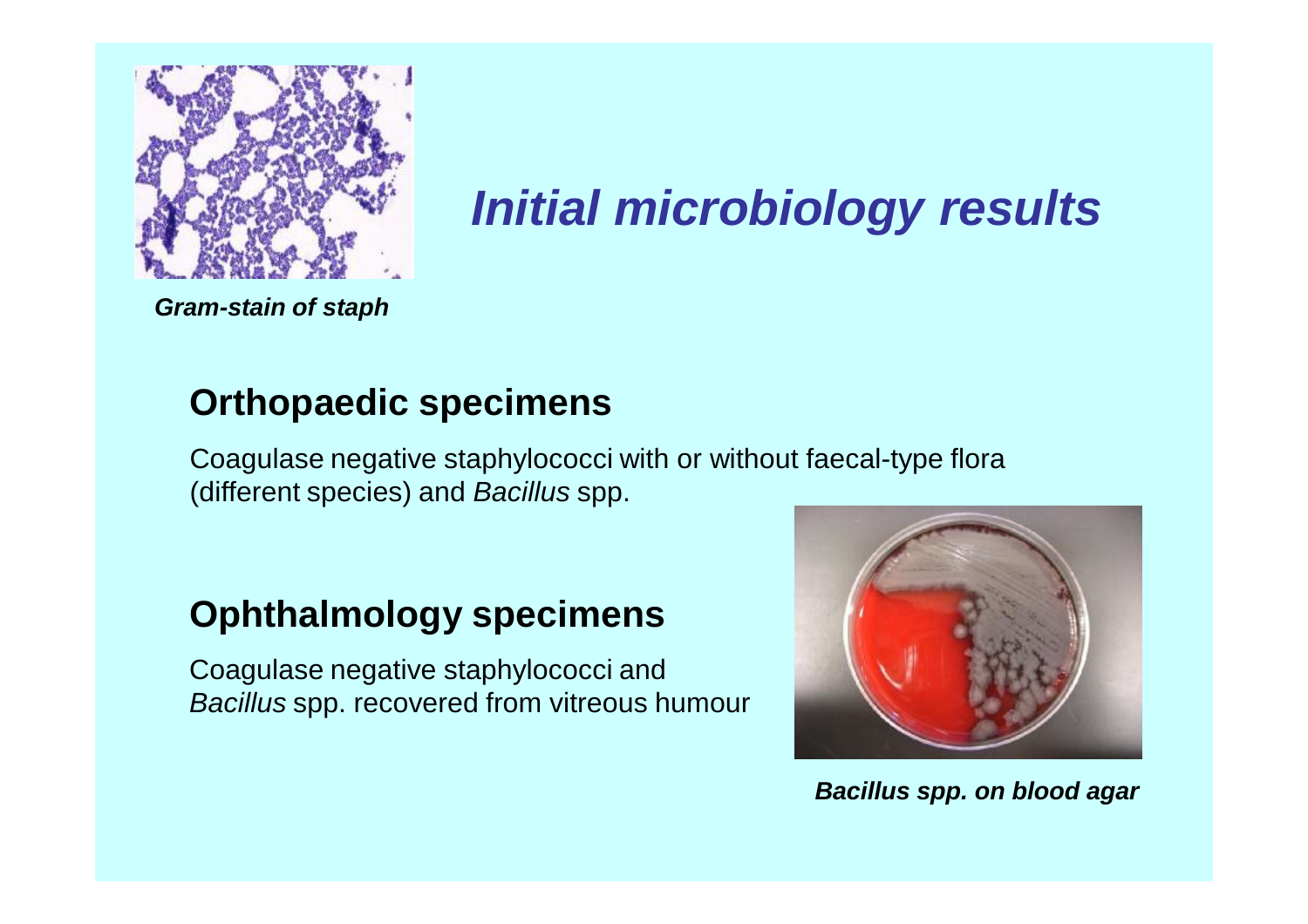Gram-stain of staph

# *Initial microbiology results*

## Orthopaedic specimens

Coagulase negative staphylococci with or without faecal-type flora (different species) and *Bacillus* spp.

## Ophthalmology specimens

Coagulase negative staphylococci and *Bacillus* spp. recovered from vitreous humour

***Bacillus spp. on blood agar***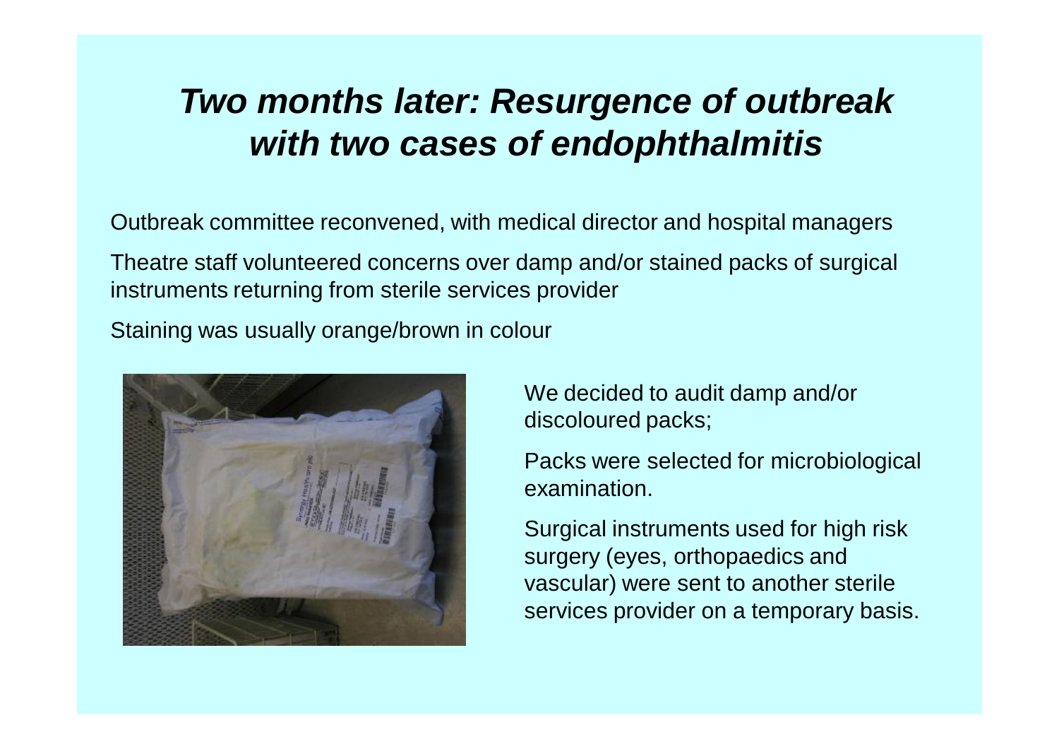# ***Two months later: Resurgence of outbreak with two cases of endophthalmitis***

Outbreak committee reconvened, with medical director and hospital managers

Theatre staff volunteered concerns over damp and/or stained packs of surgical instruments returning from sterile services provider

Staining was usually orange/brown in colour

We decided to audit damp and/or discoloured packs;

Packs were selected for microbiological examination.

Surgical instruments used for high risk surgery (eyes, orthopaedics and vascular) were sent to another sterile services provider on a temporary basis.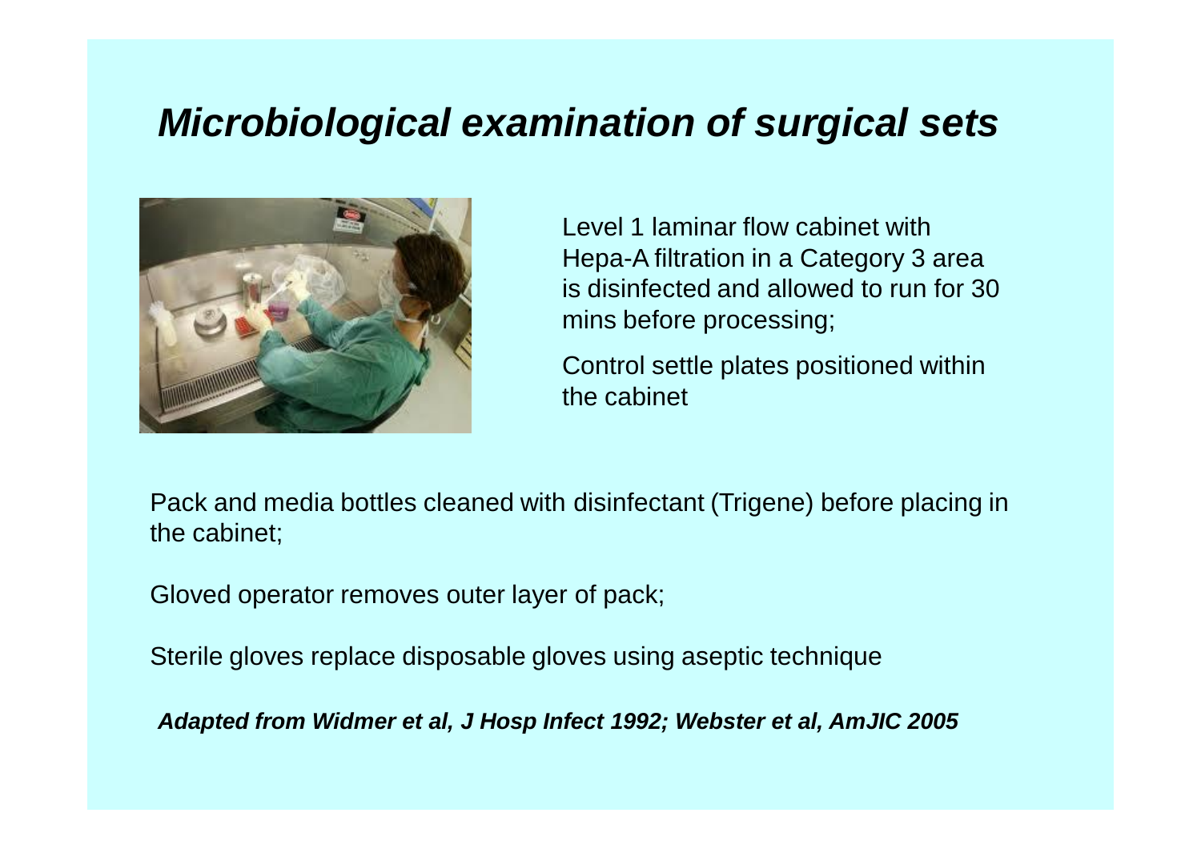# *Microbiological examination of surgical sets*

Level 1 laminar flow cabinet with Hepa-A filtration in a Category 3 area is disinfected and allowed to run for 30 mins before processing;

Control settle plates positioned within the cabinet

Pack and media bottles cleaned with disinfectant (Trigene) before placing in the cabinet;

Gloved operator removes outer layer of pack;

Sterile gloves replace disposable gloves using aseptic technique

***Adapted from Widmer et al, J Hosp Infect 1992; Webster et al, AmJIC 2005***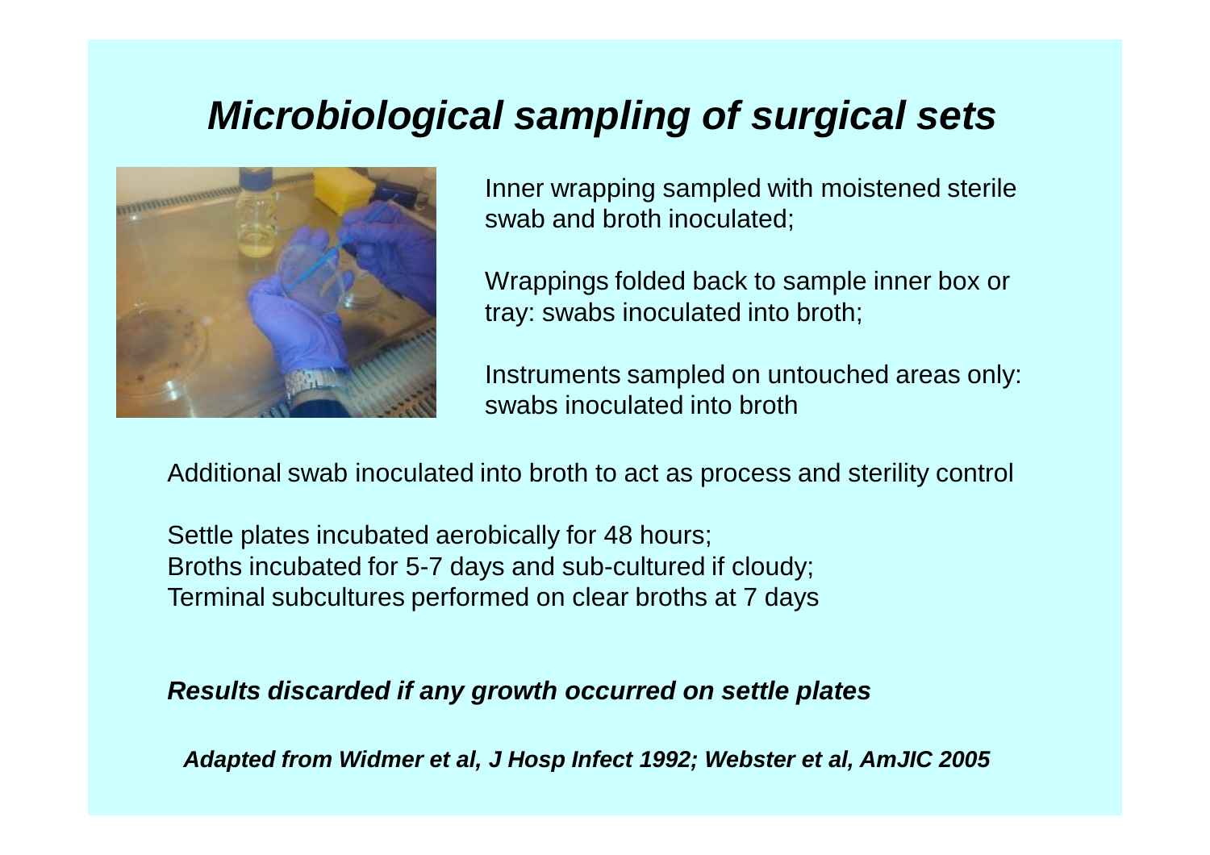# *Microbiological sampling of surgical sets*

Inner wrapping sampled with moistened sterile swab and broth inoculated;

Wrappings folded back to sample inner box or tray: swabs inoculated into broth;

Instruments sampled on untouched areas only: swabs inoculated into broth

Additional swab inoculated into broth to act as process and sterility control

Settle plates incubated aerobically for 48 hours;
Broths incubated for 5-7 days and sub-cultured if cloudy;
Terminal subcultures performed on clear broths at 7 days

***Results discarded if any growth occurred on settle plates***

***Adapted from Widmer et al, J Hosp Infect 1992; Webster et al, AmJIC 2005***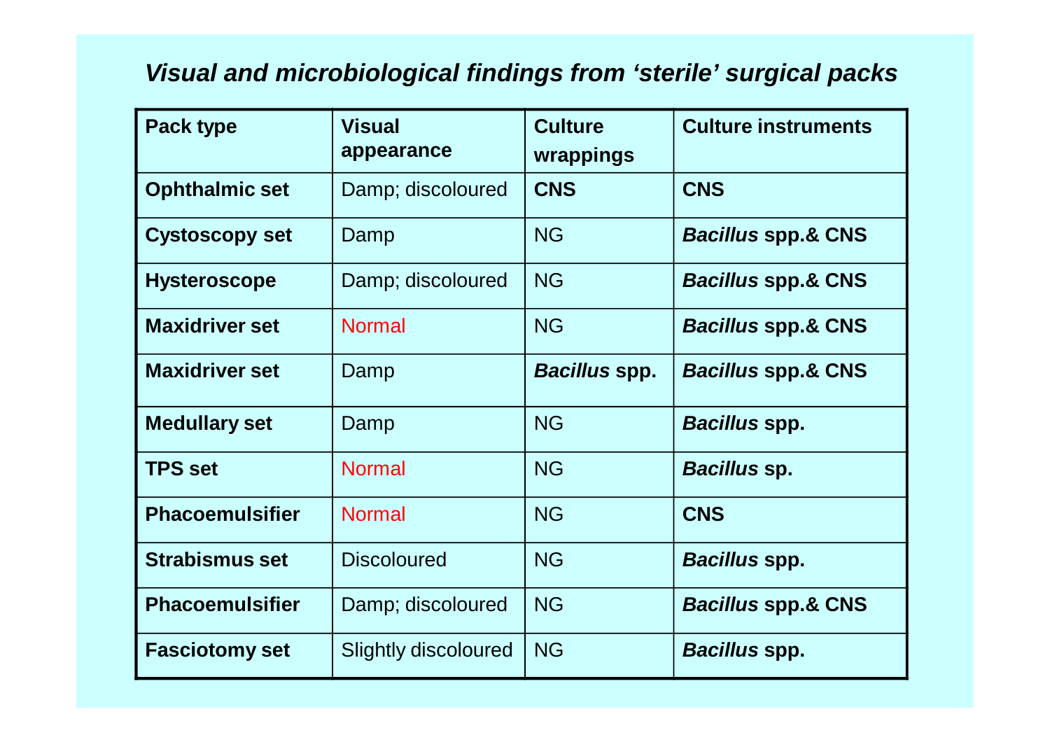### *Visual and microbiological findings from 'sterile' surgical packs*

| **Pack type** | **Visual appearance** | **Culture wrappings** | **Culture instruments** |
|---|---|---|---|
| **Ophthalmic set** | Damp; discoloured | **CNS** | **CNS** |
| **Cystoscopy set** | Damp | NG | ***Bacillus* spp.& CNS** |
| **Hysteroscope** | Damp; discoloured | NG | ***Bacillus* spp.& CNS** |
| **Maxidriver set** | Normal | NG | ***Bacillus* spp.& CNS** |
| **Maxidriver set** | Damp | ***Bacillus* spp.** | ***Bacillus* spp.& CNS** |
| **Medullary set** | Damp | NG | ***Bacillus* spp.** |
| **TPS set** | Normal | NG | ***Bacillus* sp.** |
| **Phacoemulsifier** | Normal | NG | **CNS** |
| **Strabismus set** | Discoloured | NG | ***Bacillus* spp.** |
| **Phacoemulsifier** | Damp; discoloured | NG | ***Bacillus* spp.& CNS** |
| **Fasciotomy set** | Slightly discoloured | NG | ***Bacillus* spp.** |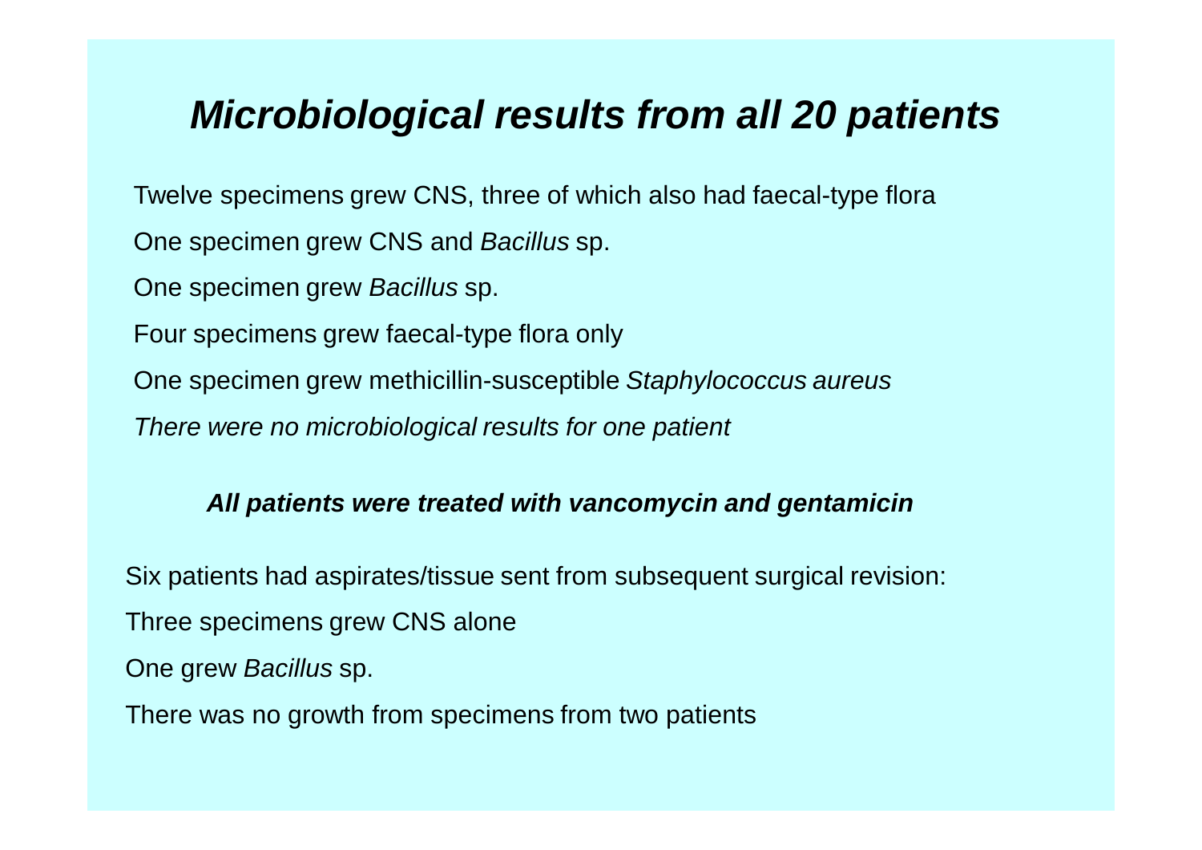# *Microbiological results from all 20 patients*

Twelve specimens grew CNS, three of which also had faecal-type flora

One specimen grew CNS and *Bacillus* sp.

One specimen grew *Bacillus* sp.

Four specimens grew faecal-type flora only

One specimen grew methicillin-susceptible *Staphylococcus aureus*

*There were no microbiological results for one patient*

***All patients were treated with vancomycin and gentamicin***

Six patients had aspirates/tissue sent from subsequent surgical revision:

Three specimens grew CNS alone

One grew *Bacillus* sp.

There was no growth from specimens from two patients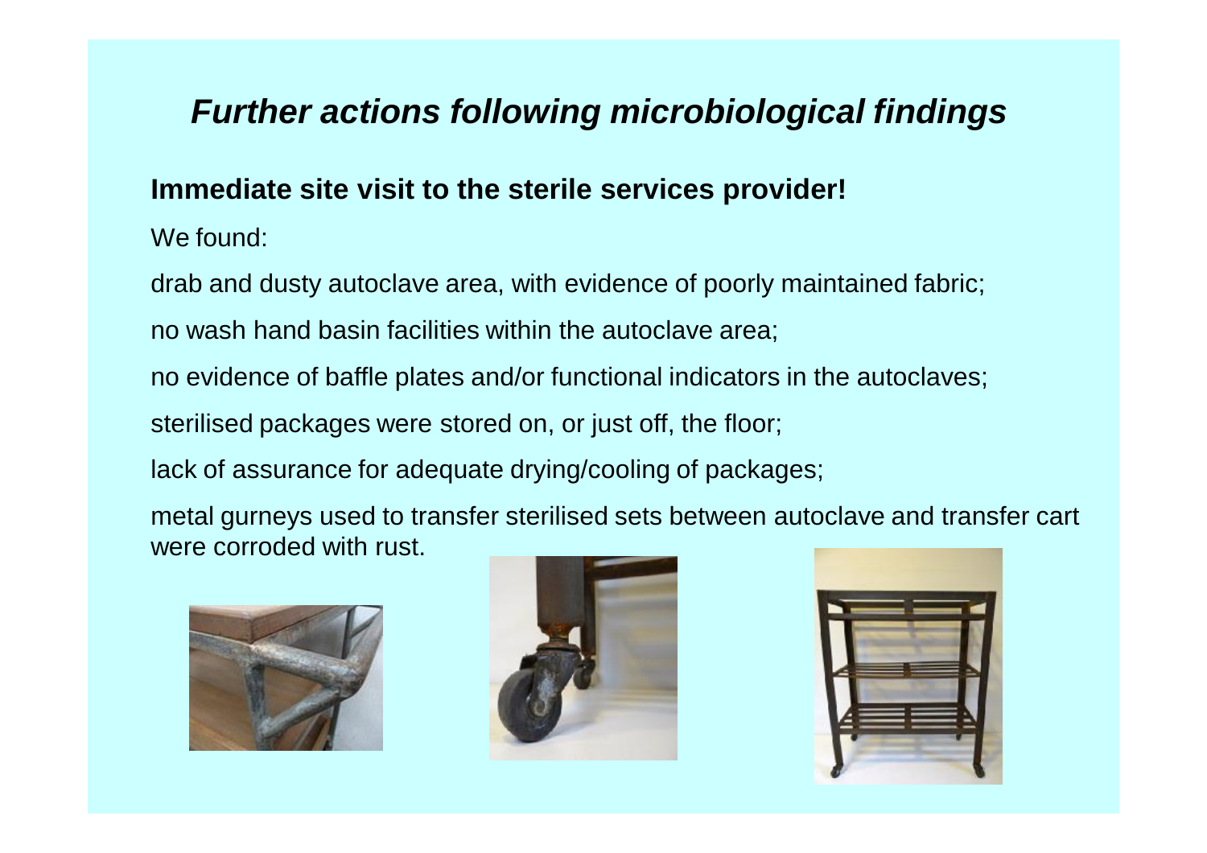## *Further actions following microbiological findings*

**Immediate site visit to the sterile services provider!**

We found:

drab and dusty autoclave area, with evidence of poorly maintained fabric;

no wash hand basin facilities within the autoclave area;

no evidence of baffle plates and/or functional indicators in the autoclaves;

sterilised packages were stored on, or just off, the floor;

lack of assurance for adequate drying/cooling of packages;

metal gurneys used to transfer sterilised sets between autoclave and transfer cart were corroded with rust.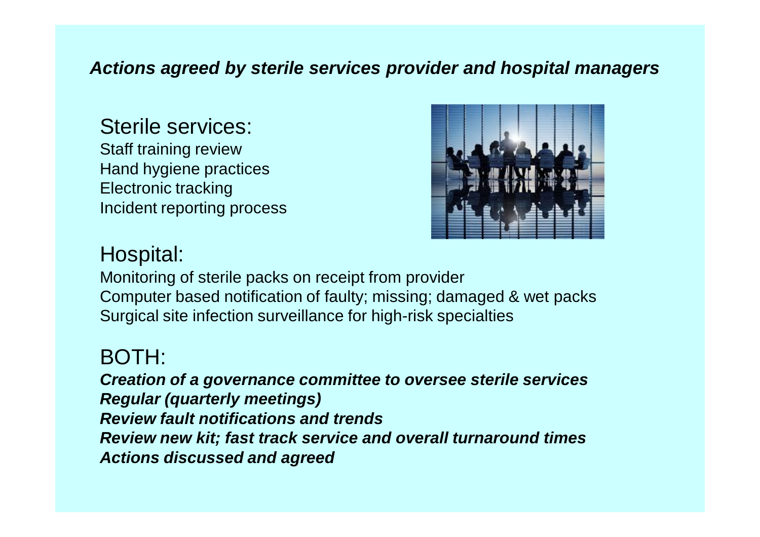***Actions agreed by sterile services provider and hospital managers***

## Sterile services:

Staff training review
Hand hygiene practices
Electronic tracking
Incident reporting process

## Hospital:

Monitoring of sterile packs on receipt from provider
Computer based notification of faulty; missing; damaged & wet packs
Surgical site infection surveillance for high-risk specialties

## BOTH:

***Creation of a governance committee to oversee sterile services***
***Regular (quarterly meetings)***
***Review fault notifications and trends***
***Review new kit; fast track service and overall turnaround times***
***Actions discussed and agreed***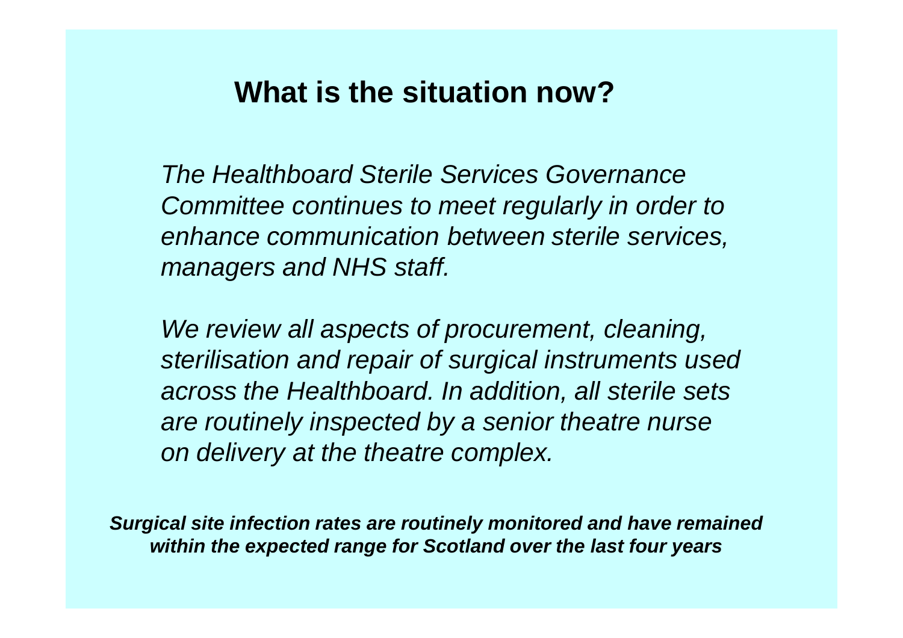## What is the situation now?

*The Healthboard Sterile Services Governance Committee continues to meet regularly in order to enhance communication between sterile services, managers and NHS staff.*

*We review all aspects of procurement, cleaning, sterilisation and repair of surgical instruments used across the Healthboard. In addition, all sterile sets are routinely inspected by a senior theatre nurse on delivery at the theatre complex.*

***Surgical site infection rates are routinely monitored and have remained within the expected range for Scotland over the last four years***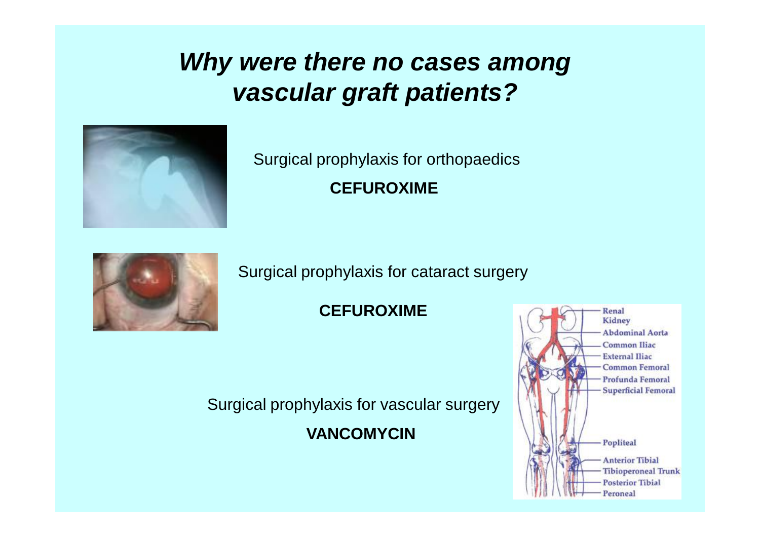# *Why were there no cases among vascular graft patients?*

Surgical prophylaxis for orthopaedics

**CEFUROXIME**

Surgical prophylaxis for cataract surgery

**CEFUROXIME**

Surgical prophylaxis for vascular surgery

**VANCOMYCIN**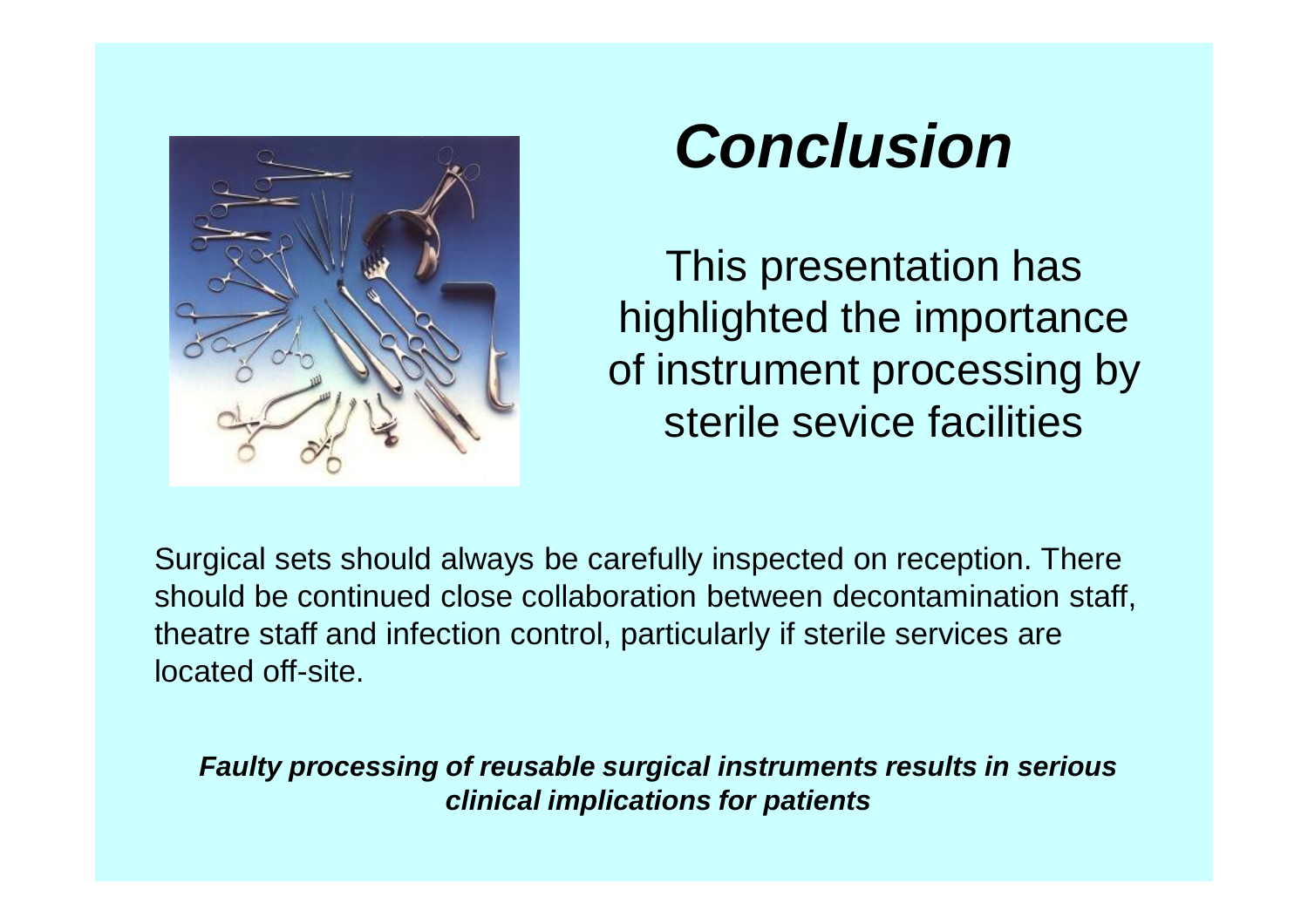# *Conclusion*

This presentation has highlighted the importance of instrument processing by sterile sevice facilities

Surgical sets should always be carefully inspected on reception. There should be continued close collaboration between decontamination staff, theatre staff and infection control, particularly if sterile services are located off-site.

***Faulty processing of reusable surgical instruments results in serious clinical implications for patients***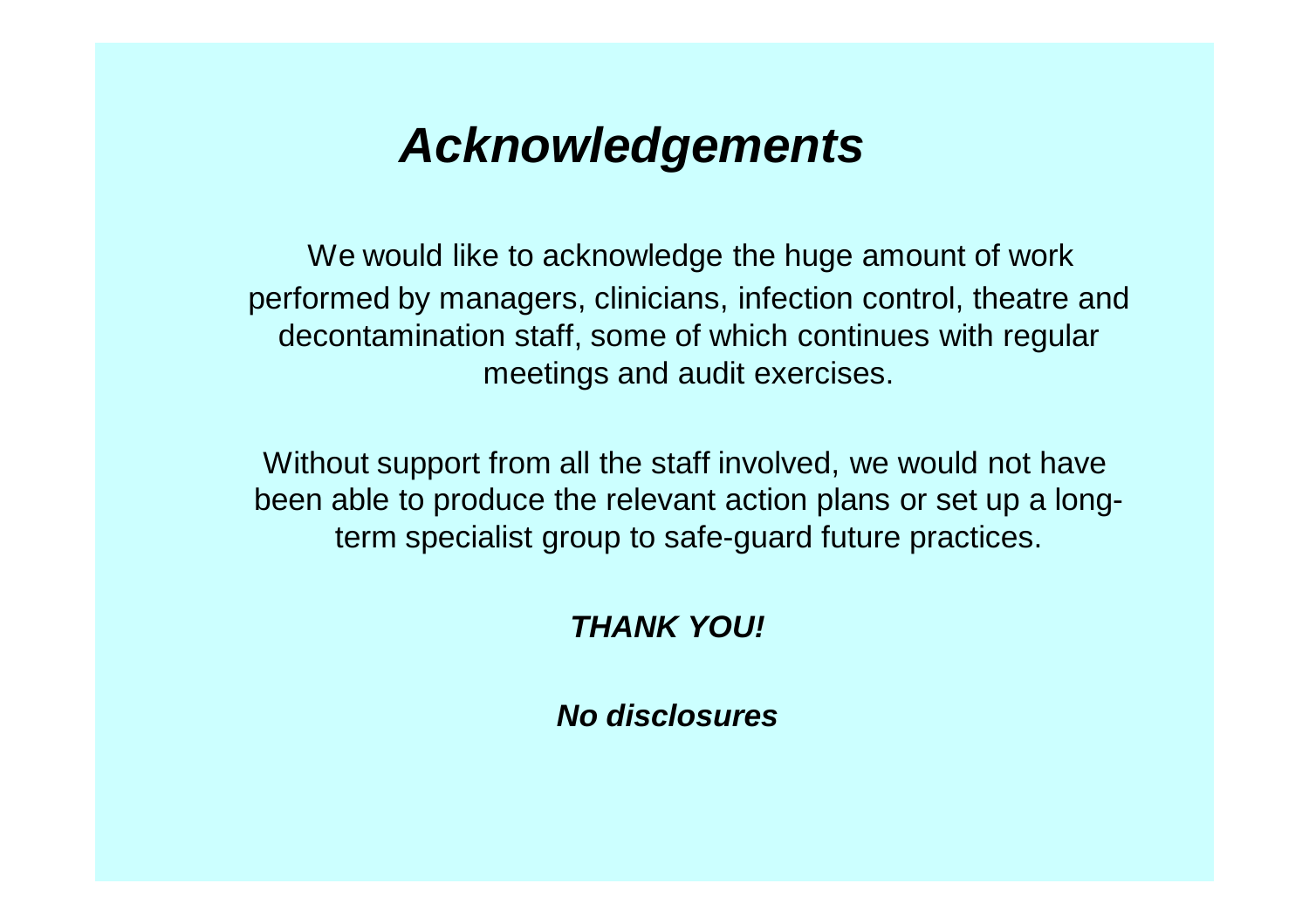# ***Acknowledgements***

We would like to acknowledge the huge amount of work performed by managers, clinicians, infection control, theatre and decontamination staff, some of which continues with regular meetings and audit exercises.

Without support from all the staff involved, we would not have been able to produce the relevant action plans or set up a long-term specialist group to safe-guard future practices.

***THANK YOU!***

***No disclosures***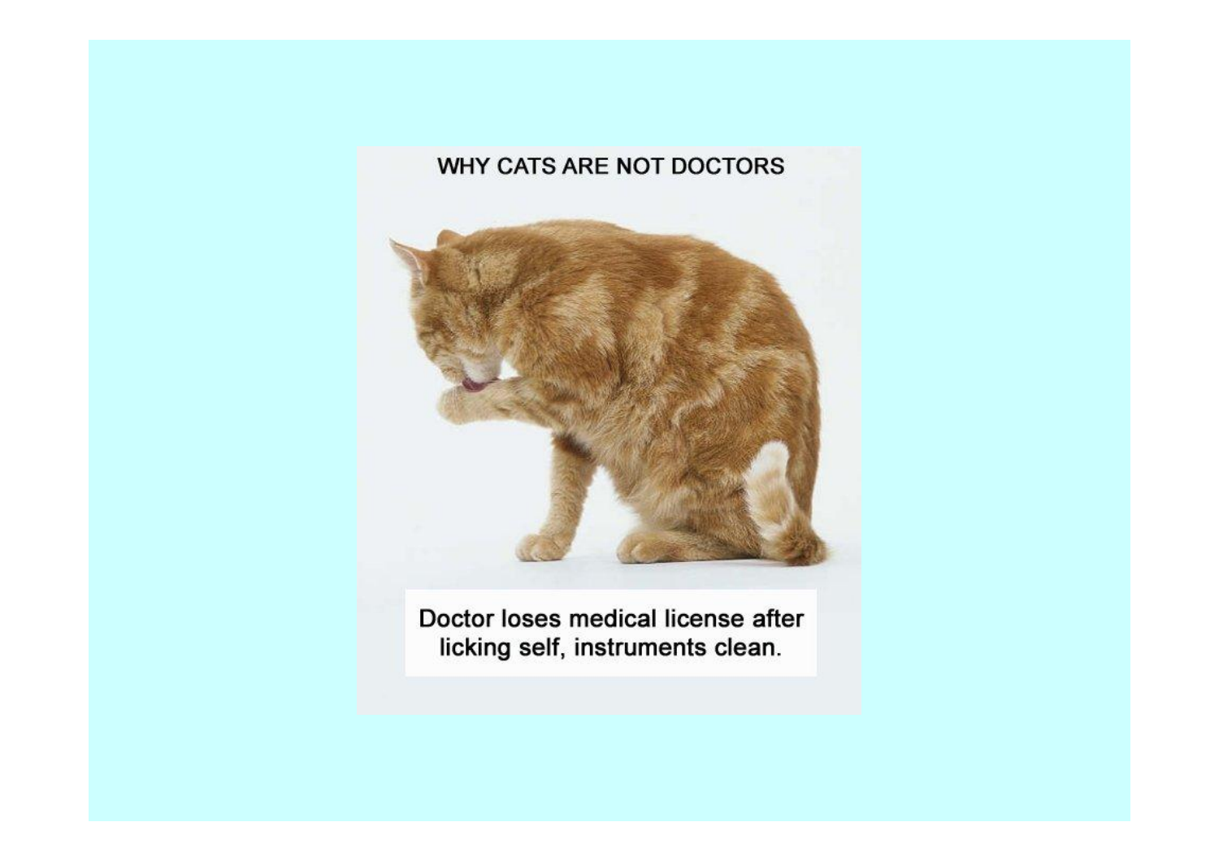WHY CATS ARE NOT DOCTORS

Doctor loses medical license after licking self, instruments clean.